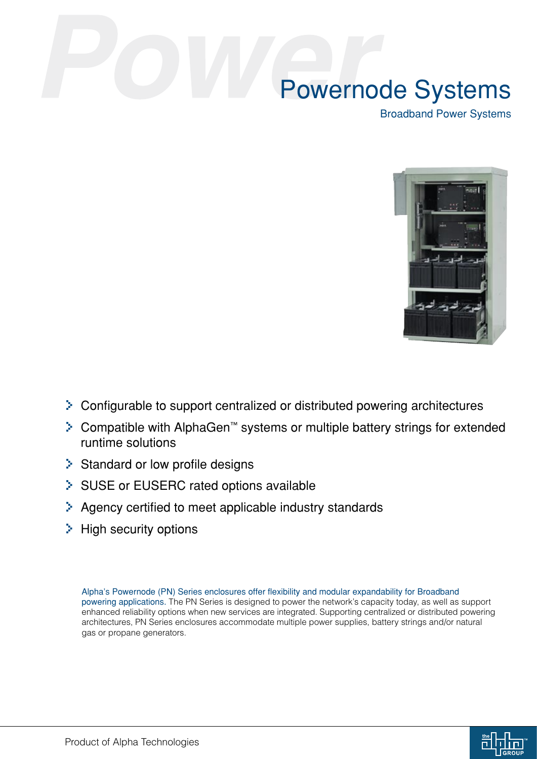# Powernode Systems

## Broadband Power Systems

- Configurable to support centralized or distributed powering architectures
- Compatible with AlphaGen™ systems or multiple battery strings for extended runtime solutions
- Standard or low profile designs
- SUSE or EUSERC rated options available
- Agency certified to meet applicable industry standards
- High security options

Alpha's Powernode (PN) Series enclosures offer flexibility and modular expandability for Broadband powering applications. The PN Series is designed to power the network's capacity today, as well as support enhanced reliability options when new services are integrated. Supporting centralized or distributed powering architectures, PN Series enclosures accommodate multiple power supplies, battery strings and/or natural gas or propane generators.

Product of Alpha Technologies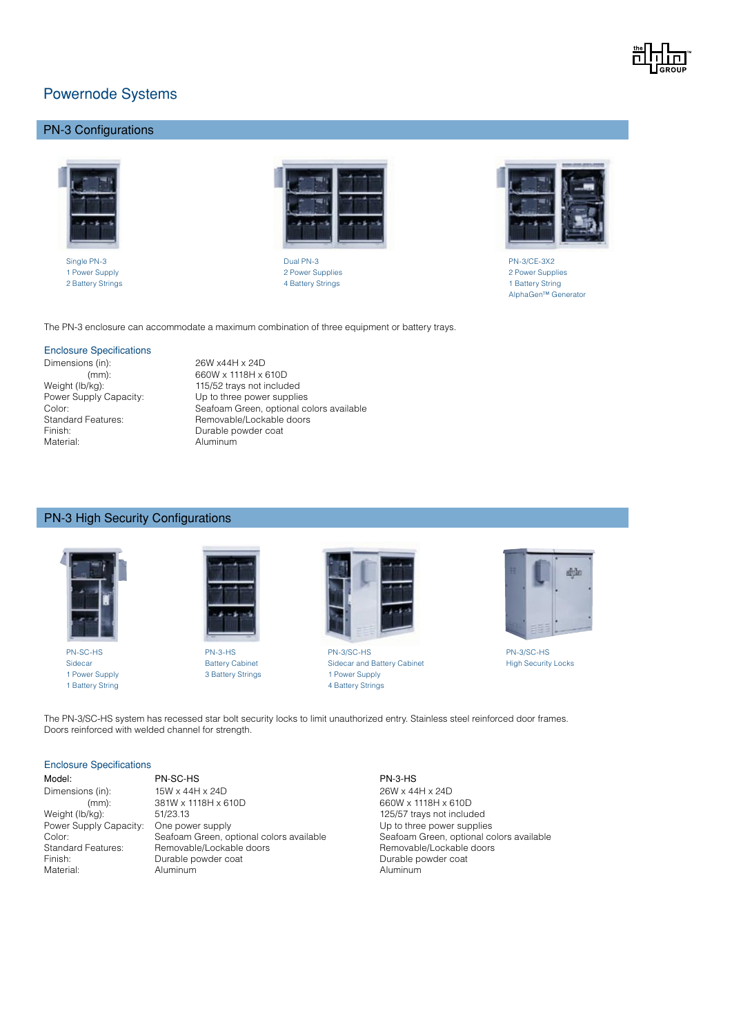# Powernode Systems

## PN-3 Configurations

Single PN-3
1 Power Supply
2 Battery Strings

Dual PN-3
2 Power Supplies
4 Battery Strings

PN-3/CE-3X2
2 Power Supplies
1 Battery String
AlphaGen™ Generator

The PN-3 enclosure can accommodate a maximum combination of three equipment or battery trays.

### Enclosure Specifications

| | |
|---|---|
| Dimensions (in): | 26W x44H x 24D |
| (mm): | 660W x 1118H x 610D |
| Weight (lb/kg): | 115/52 trays not included |
| Power Supply Capacity: | Up to three power supplies |
| Color: | Seafoam Green, optional colors available |
| Standard Features: | Removable/Lockable doors |
| Finish: | Durable powder coat |
| Material: | Aluminum |

## PN-3 High Security Configurations

PN-SC-HS
Sidecar
1 Power Supply
1 Battery String

PN-3-HS
Battery Cabinet
3 Battery Strings

PN-3/SC-HS
Sidecar and Battery Cabinet
1 Power Supply
4 Battery Strings

PN-3/SC-HS
High Security Locks

The PN-3/SC-HS system has recessed star bolt security locks to limit unauthorized entry. Stainless steel reinforced door frames. Doors reinforced with welded channel for strength.

### Enclosure Specifications

| Model: | PN-SC-HS | PN-3-HS |
|---|---|---|
| Dimensions (in): | 15W x 44H x 24D | 26W x 44H x 24D |
| (mm): | 381W x 1118H x 610D | 660W x 1118H x 610D |
| Weight (lb/kg): | 51/23.13 | 125/57 trays not included |
| Power Supply Capacity: | One power supply | Up to three power supplies |
| Color: | Seafoam Green, optional colors available | Seafoam Green, optional colors available |
| Standard Features: | Removable/Lockable doors | Removable/Lockable doors |
| Finish: | Durable powder coat | Durable powder coat |
| Material: | Aluminum | Aluminum |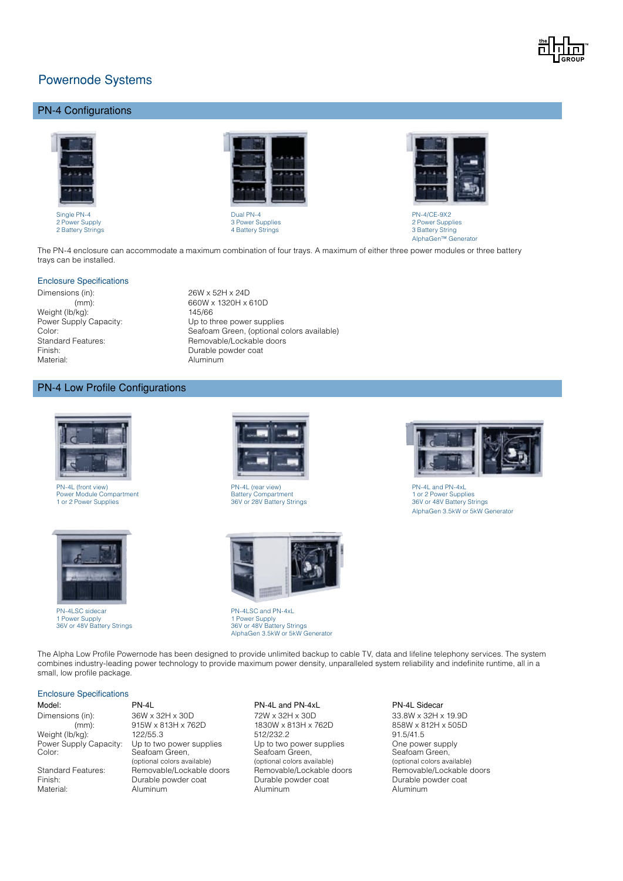# Powernode Systems

## PN-4 Configurations

Single PN-4
2 Power Supply
2 Battery Strings

Dual PN-4
3 Power Supplies
4 Battery Strings

PN-4/CE-9X2
2 Power Supplies
3 Battery String
AlphaGen™ Generator

The PN-4 enclosure can accommodate a maximum combination of four trays. A maximum of either three power modules or three battery trays can be installed.

### Enclosure Specifications

| | |
|---|---|
| Dimensions (in): | 26W x 52H x 24D |
| (mm): | 660W x 1320H x 610D |
| Weight (lb/kg): | 145/66 |
| Power Supply Capacity: | Up to three power supplies |
| Color: | Seafoam Green, (optional colors available) |
| Standard Features: | Removable/Lockable doors |
| Finish: | Durable powder coat |
| Material: | Aluminum |

## PN-4 Low Profile Configurations

PN-4L (front view)
Power Module Compartment
1 or 2 Power Supplies

PN-4L (rear view)
Battery Compartment
36V or 28V Battery Strings

PN-4L and PN-4xL
1 or 2 Power Supplies
36V or 48V Battery Strings
AlphaGen 3.5kW or 5kW Generator

PN-4LSC sidecar
1 Power Supply
36V or 48V Battery Strings

PN-4LSC and PN-4xL
1 Power Supply
36V or 48V Battery Strings
AlphaGen 3.5kW or 5kW Generator

The Alpha Low Profile Powernode has been designed to provide unlimited backup to cable TV, data and lifeline telephony services. The system combines industry-leading power technology to provide maximum power density, unparalleled system reliability and indefinite runtime, all in a small, low profile package.

### Enclosure Specifications

| Model: | PN-4L | PN-4L and PN-4xL | PN-4L Sidecar |
|---|---|---|---|
| Dimensions (in): | 36W x 32H x 30D | 72W x 32H x 30D | 33.8W x 32H x 19.9D |
| (mm): | 915W x 813H x 762D | 1830W x 813H x 762D | 858W x 812H x 505D |
| Weight (lb/kg): | 122/55.3 | 512/232.2 | 91.5/41.5 |
| Power Supply Capacity: | Up to two power supplies | Up to two power supplies | One power supply |
| Color: | Seafoam Green, (optional colors available) | Seafoam Green, (optional colors available) | Seafoam Green, (optional colors available) |
| Standard Features: | Removable/Lockable doors | Removable/Lockable doors | Removable/Lockable doors |
| Finish: | Durable powder coat | Durable powder coat | Durable powder coat |
| Material: | Aluminum | Aluminum | Aluminum |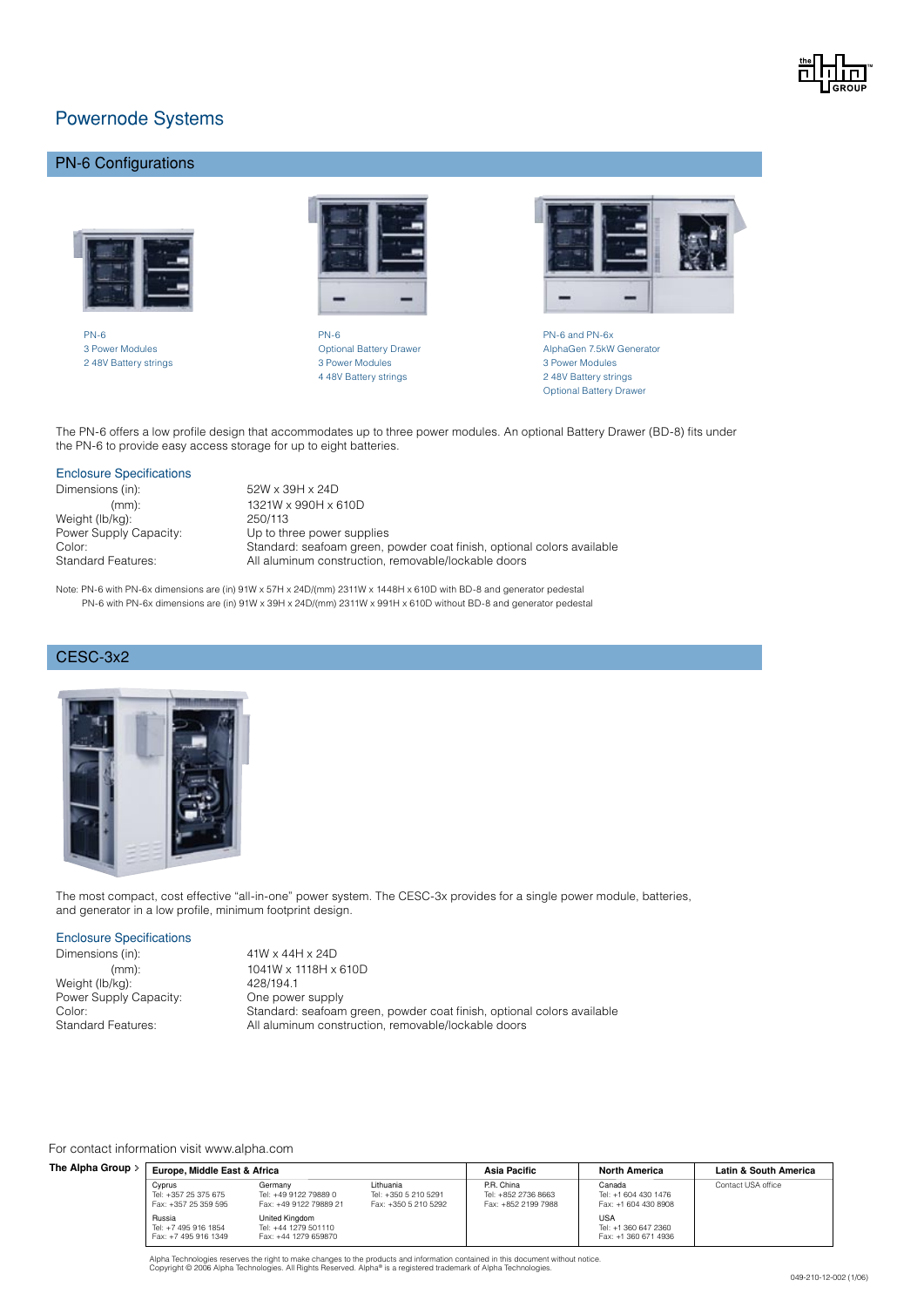# Powernode Systems

## PN-6 Configurations

PN-6
3 Power Modules
2 48V Battery strings

PN-6
Optional Battery Drawer
3 Power Modules
4 48V Battery strings

PN-6 and PN-6x
AlphaGen 7.5kW Generator
3 Power Modules
2 48V Battery strings
Optional Battery Drawer

The PN-6 offers a low profile design that accommodates up to three power modules. An optional Battery Drawer (BD-8) fits under the PN-6 to provide easy access storage for up to eight batteries.

### Enclosure Specifications

| | |
|---|---|
| Dimensions (in): | 52W x 39H x 24D |
| (mm): | 1321W x 990H x 610D |
| Weight (lb/kg): | 250/113 |
| Power Supply Capacity: | Up to three power supplies |
| Color: | Standard: seafoam green, powder coat finish, optional colors available |
| Standard Features: | All aluminum construction, removable/lockable doors |

Note: PN-6 with PN-6x dimensions are (in) 91W x 57H x 24D/(mm) 2311W x 1448H x 610D with BD-8 and generator pedestal
PN-6 with PN-6x dimensions are (in) 91W x 39H x 24D/(mm) 2311W x 991H x 610D without BD-8 and generator pedestal

## CESC-3x2

The most compact, cost effective "all-in-one" power system. The CESC-3x provides for a single power module, batteries, and generator in a low profile, minimum footprint design.

### Enclosure Specifications

| | |
|---|---|
| Dimensions (in): | 41W x 44H x 24D |
| (mm): | 1041W x 1118H x 610D |
| Weight (lb/kg): | 428/194.1 |
| Power Supply Capacity: | One power supply |
| Color: | Standard: seafoam green, powder coat finish, optional colors available |
| Standard Features: | All aluminum construction, removable/lockable doors |

For contact information visit www.alpha.com

**The Alpha Group**

| Europe, Middle East & Africa | | | Asia Pacific | North America | Latin & South America |
|---|---|---|---|---|---|
| Cyprus<br>Tel: +357 25 375 675<br>Fax: +357 25 359 595 | Germany<br>Tel: +49 9122 79889 0<br>Fax: +49 9122 79889 21 | Lithuania<br>Tel: +350 5 210 5291<br>Fax: +350 5 210 5292 | P.R. China<br>Tel: +852 2736 8663<br>Fax: +852 2199 7988 | Canada<br>Tel: +1 604 430 1476<br>Fax: +1 604 430 8908 | Contact USA office |
| Russia<br>Tel: +7 495 916 1854<br>Fax: +7 495 916 1349 | United Kingdom<br>Tel: +44 1279 501110<br>Fax: +44 1279 659870 | | | USA<br>Tel: +1 360 647 2360<br>Fax: +1 360 671 4936 | |

Alpha Technologies reserves the right to make changes to the products and information contained in this document without notice.
Copyright © 2006 Alpha Technologies. All Rights Reserved. Alpha® is a registered trademark of Alpha Technologies.

049-210-12-002 (1/06)